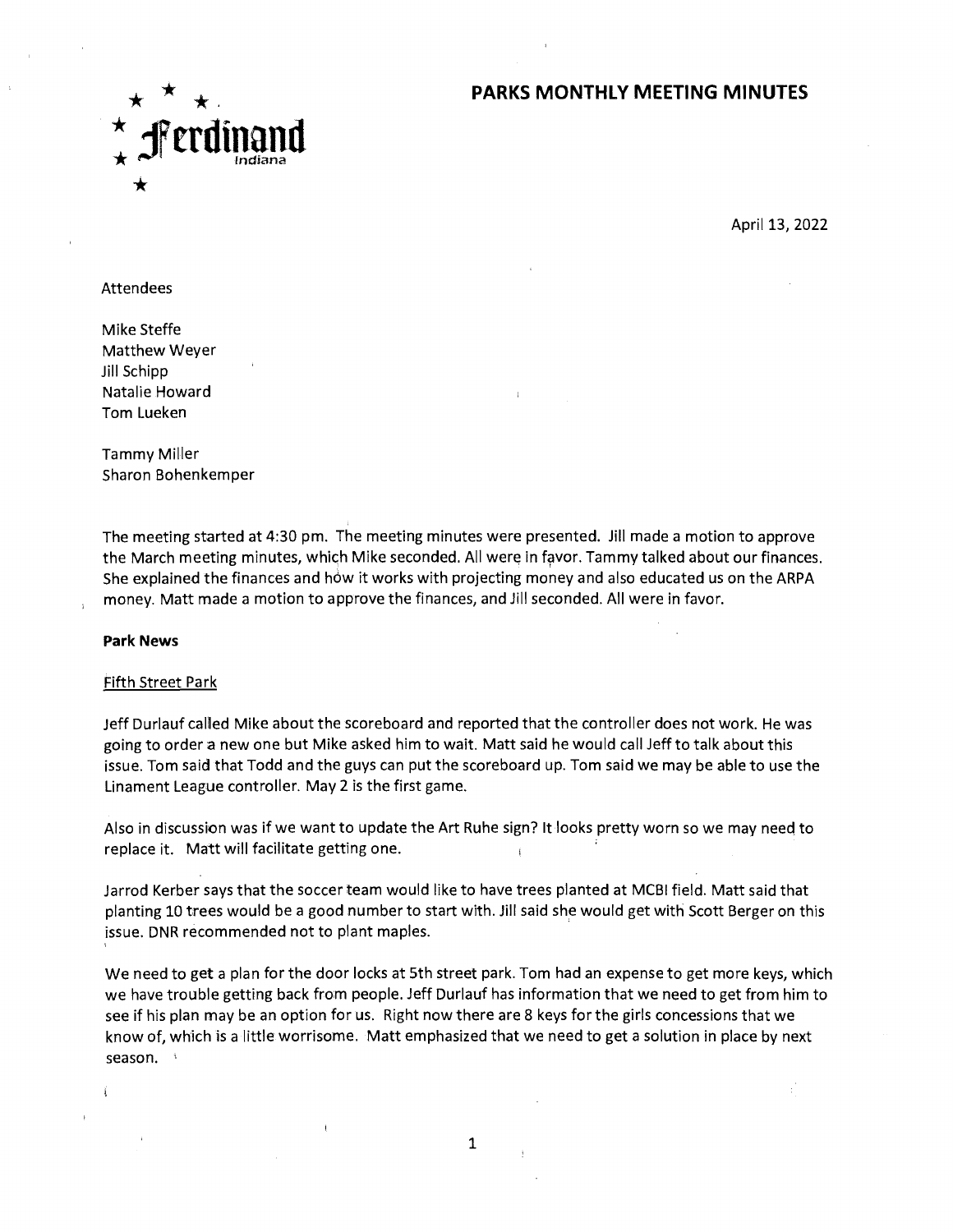# PARKS MONTHLY MEETING MINUTES

Ferdinand Indiana

April 13, 2022

Attendees

Mike Steffe
Matthew Weyer
Jill Schipp
Natalie Howard
Tom Lueken

Tammy Miller
Sharon Bohenkemper

The meeting started at 4:30 pm. The meeting minutes were presented. Jill made a motion to approve the March meeting minutes, which Mike seconded. All were in favor. Tammy talked about our finances. She explained the finances and how it works with projecting money and also educated us on the ARPA money. Matt made a motion to approve the finances, and Jill seconded. All were in favor.

**Park News**

Fifth Street Park

Jeff Durlauf called Mike about the scoreboard and reported that the controller does not work. He was going to order a new one but Mike asked him to wait. Matt said he would call Jeff to talk about this issue. Tom said that Todd and the guys can put the scoreboard up. Tom said we may be able to use the Linament League controller. May 2 is the first game.

Also in discussion was if we want to update the Art Ruhe sign? It looks pretty worn so we may need to replace it. Matt will facilitate getting one.

Jarrod Kerber says that the soccer team would like to have trees planted at MCBI field. Matt said that planting 10 trees would be a good number to start with. Jill said she would get with Scott Berger on this issue. DNR recommended not to plant maples.

We need to get a plan for the door locks at 5th street park. Tom had an expense to get more keys, which we have trouble getting back from people. Jeff Durlauf has information that we need to get from him to see if his plan may be an option for us. Right now there are 8 keys for the girls concessions that we know of, which is a little worrisome. Matt emphasized that we need to get a solution in place by next season.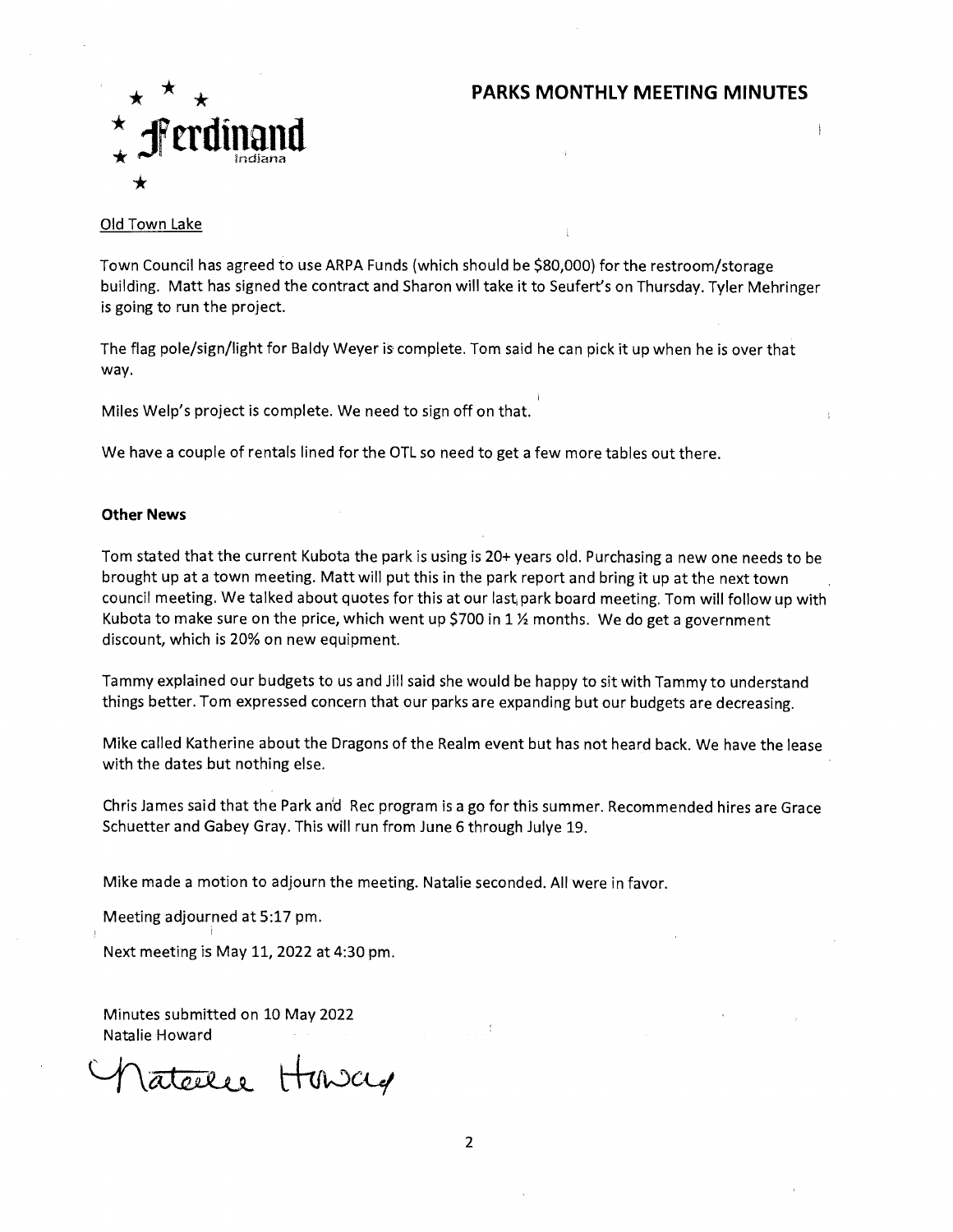**PARKS MONTHLY MEETING MINUTES**

Old Town Lake

Town Council has agreed to use ARPA Funds (which should be $80,000) for the restroom/storage building. Matt has signed the contract and Sharon will take it to Seufert's on Thursday. Tyler Mehringer is going to run the project.

The flag pole/sign/light for Baldy Weyer is complete. Tom said he can pick it up when he is over that way.

Miles Welp's project is complete. We need to sign off on that.

We have a couple of rentals lined for the OTL so need to get a few more tables out there.

**Other News**

Tom stated that the current Kubota the park is using is 20+ years old. Purchasing a new one needs to be brought up at a town meeting. Matt will put this in the park report and bring it up at the next town council meeting. We talked about quotes for this at our last park board meeting. Tom will follow up with Kubota to make sure on the price, which went up $700 in 1 ½ months. We do get a government discount, which is 20% on new equipment.

Tammy explained our budgets to us and Jill said she would be happy to sit with Tammy to understand things better. Tom expressed concern that our parks are expanding but our budgets are decreasing.

Mike called Katherine about the Dragons of the Realm event but has not heard back. We have the lease with the dates but nothing else.

Chris James said that the Park and Rec program is a go for this summer. Recommended hires are Grace Schuetter and Gabey Gray. This will run from June 6 through Julye 19.

Mike made a motion to adjourn the meeting. Natalie seconded. All were in favor.

Meeting adjourned at 5:17 pm.

Next meeting is May 11, 2022 at 4:30 pm.

Minutes submitted on 10 May 2022
Natalie Howard

Natalie Howard